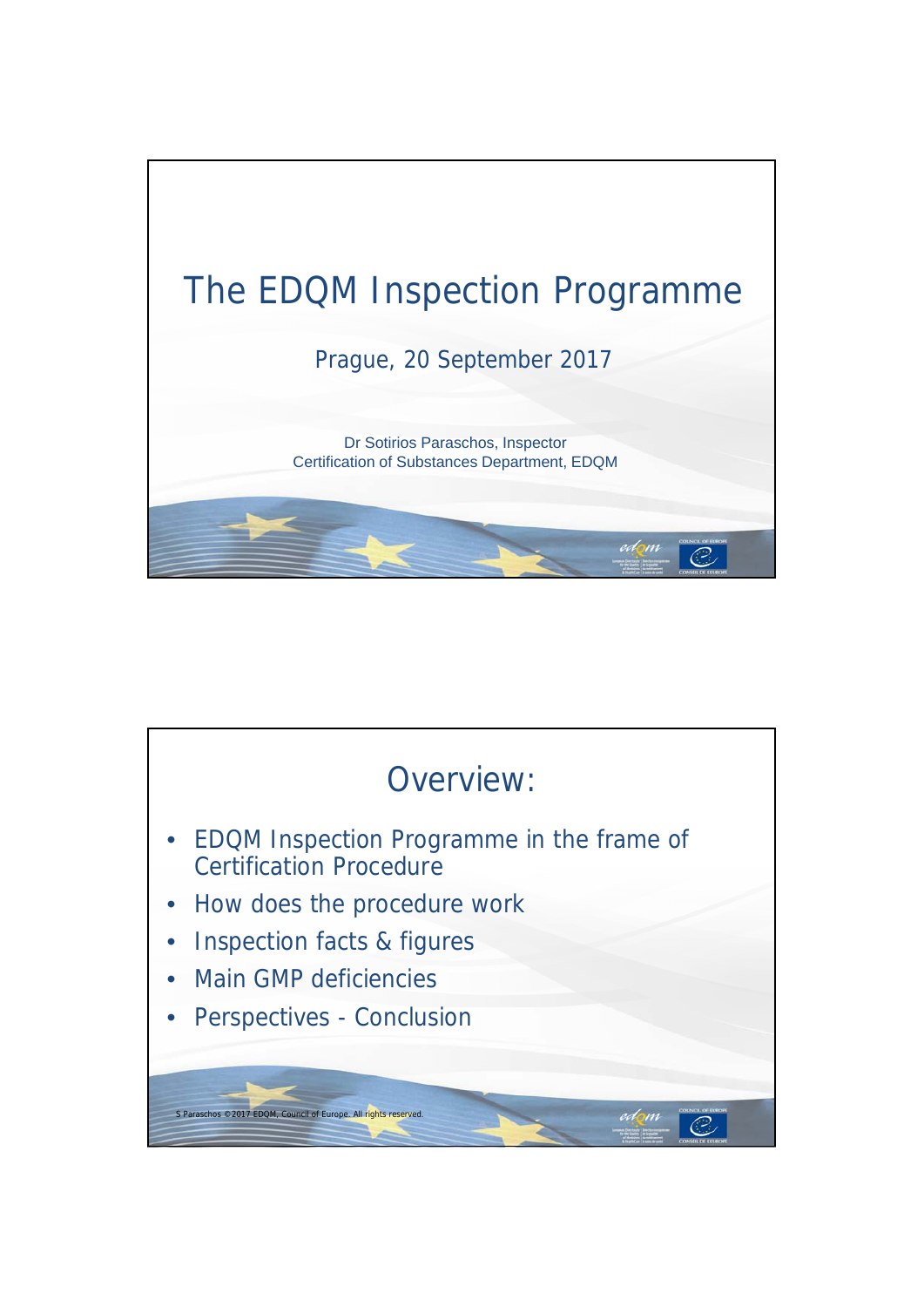# The EDQM Inspection Programme

Prague, 20 September 2017

Dr Sotirios Paraschos, Inspector
Certification of Substances Department, EDQM

## Overview:

- EDQM Inspection Programme in the frame of Certification Procedure
- How does the procedure work
- Inspection facts & figures
- Main GMP deficiencies
- Perspectives - Conclusion

S Paraschos ©2017 EDQM, Council of Europe. All rights reserved.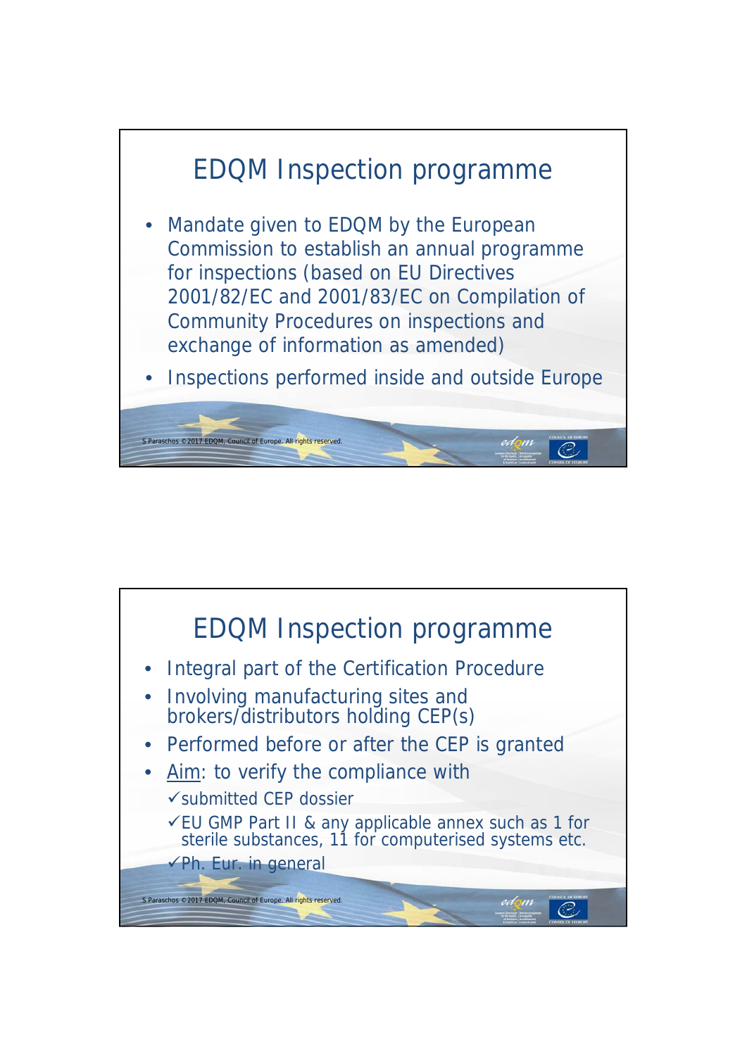## EDQM Inspection programme

- Mandate given to EDQM by the European Commission to establish an annual programme for inspections (based on EU Directives 2001/82/EC and 2001/83/EC on Compilation of Community Procedures on inspections and exchange of information as amended)
- Inspections performed inside and outside Europe

## EDQM Inspection programme

- Integral part of the Certification Procedure
- Involving manufacturing sites and brokers/distributors holding CEP(s)
- Performed before or after the CEP is granted
- Aim: to verify the compliance with
  - ✓ submitted CEP dossier
  - ✓ EU GMP Part II & any applicable annex such as 1 for sterile substances, 11 for computerised systems etc.
  - ✓ Ph. Eur. in general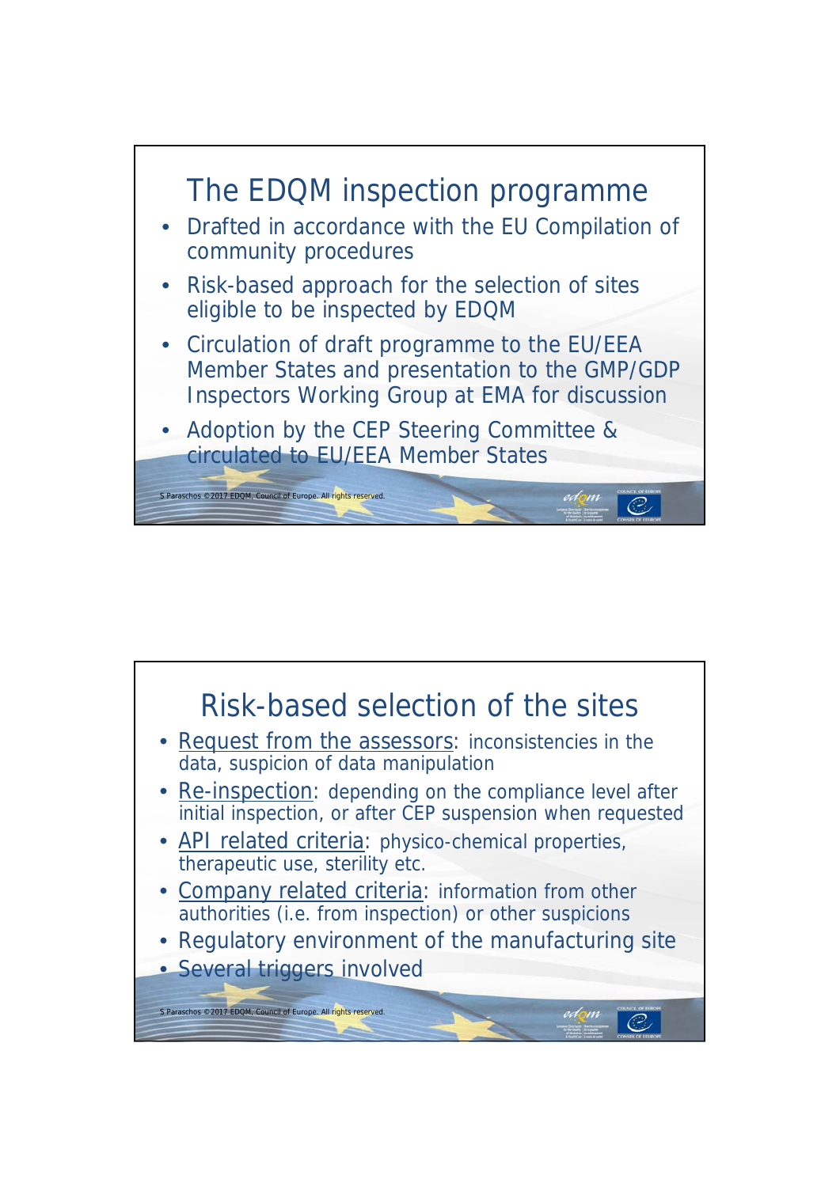## The EDQM inspection programme

- Drafted in accordance with the EU Compilation of community procedures
- Risk-based approach for the selection of sites eligible to be inspected by EDQM
- Circulation of draft programme to the EU/EEA Member States and presentation to the GMP/GDP Inspectors Working Group at EMA for discussion
- Adoption by the CEP Steering Committee & circulated to EU/EEA Member States

## Risk-based selection of the sites

- Request from the assessors: inconsistencies in the data, suspicion of data manipulation
- Re-inspection: depending on the compliance level after initial inspection, or after CEP suspension when requested
- API related criteria: physico-chemical properties, therapeutic use, sterility etc.
- Company related criteria: information from other authorities (i.e. from inspection) or other suspicions
- Regulatory environment of the manufacturing site
- Several triggers involved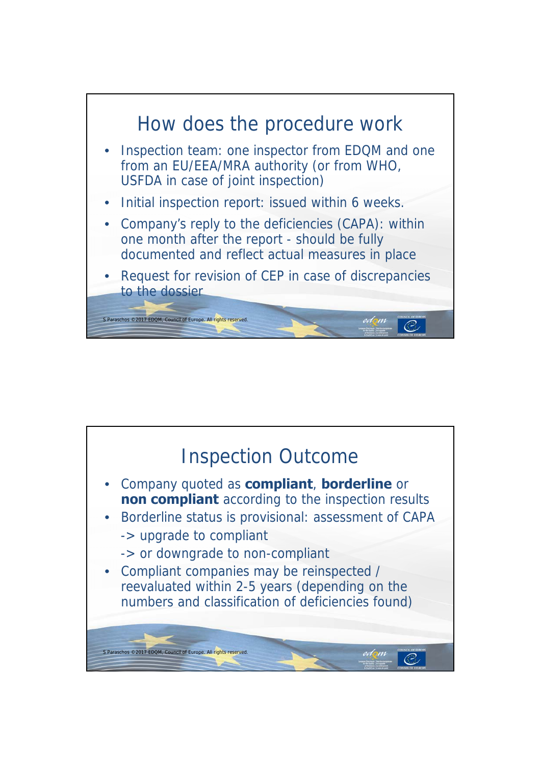## How does the procedure work

- Inspection team: one inspector from EDQM and one from an EU/EEA/MRA authority (or from WHO, USFDA in case of joint inspection)
- Initial inspection report: issued within 6 weeks.
- Company's reply to the deficiencies (CAPA): within one month after the report - should be fully documented and reflect actual measures in place
- Request for revision of CEP in case of discrepancies to the dossier

## Inspection Outcome

- Company quoted as **compliant**, **borderline** or **non compliant** according to the inspection results
- Borderline status is provisional: assessment of CAPA
  - -> upgrade to compliant
  - -> or downgrade to non-compliant
- Compliant companies may be reinspected / reevaluated within 2-5 years (depending on the numbers and classification of deficiencies found)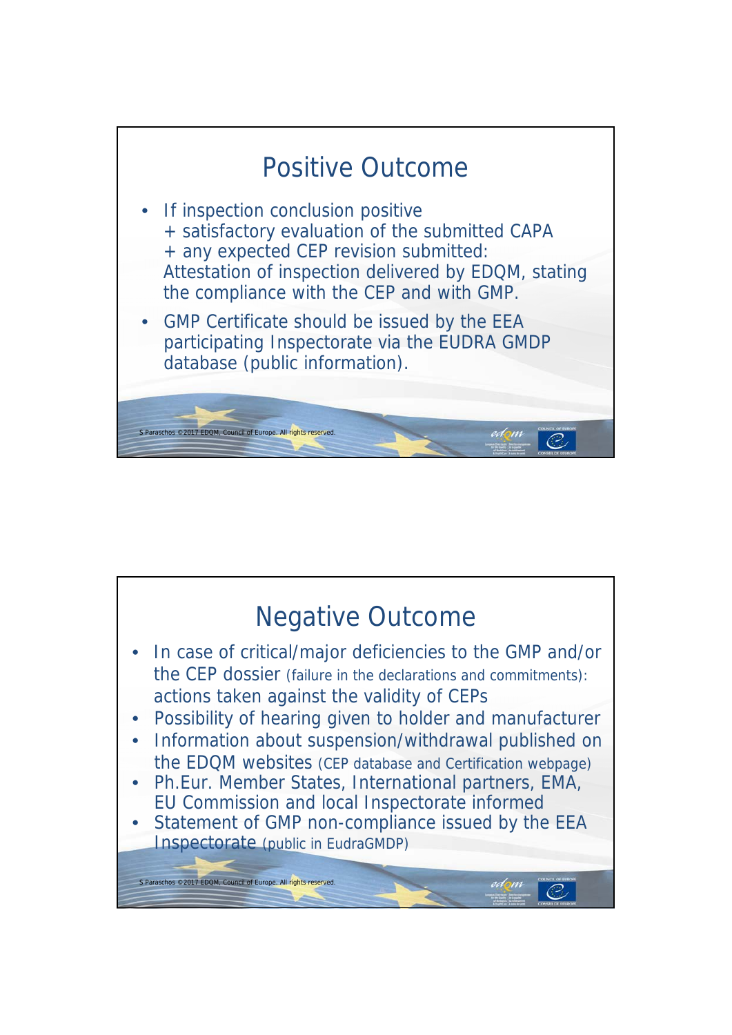## Positive Outcome

- If inspection conclusion positive
  + satisfactory evaluation of the submitted CAPA
  + any expected CEP revision submitted:
  Attestation of inspection delivered by EDQM, stating the compliance with the CEP and with GMP.
- GMP Certificate should be issued by the EEA participating Inspectorate via the EUDRA GMDP database (public information).

## Negative Outcome

- In case of critical/major deficiencies to the GMP and/or the CEP dossier (failure in the declarations and commitments): actions taken against the validity of CEPs
- Possibility of hearing given to holder and manufacturer
- Information about suspension/withdrawal published on the EDQM websites (CEP database and Certification webpage)
- Ph.Eur. Member States, International partners, EMA, EU Commission and local Inspectorate informed
- Statement of GMP non-compliance issued by the EEA Inspectorate (public in EudraGMDP)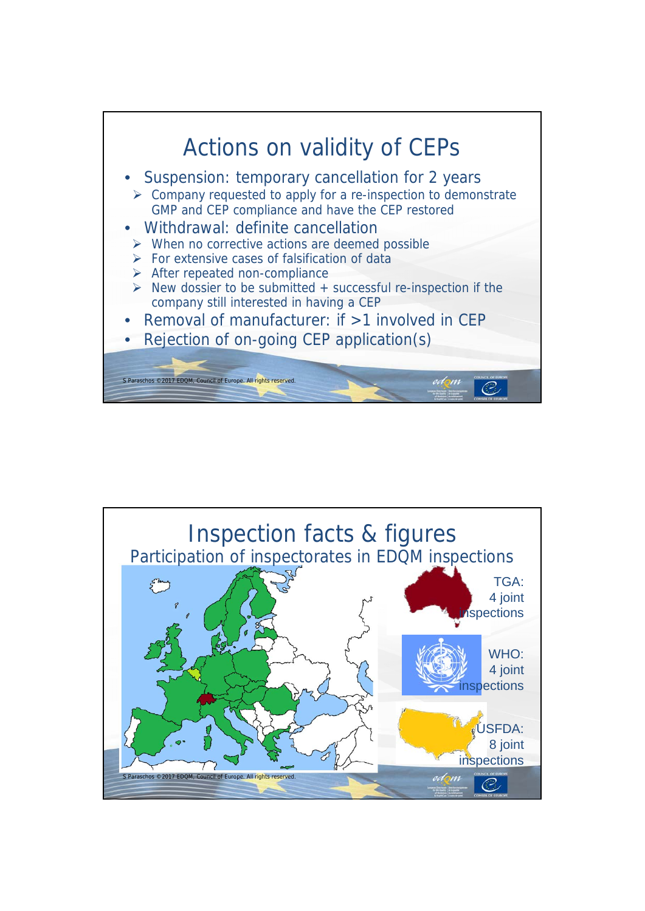# Actions on validity of CEPs

- Suspension: temporary cancellation for 2 years
  - Company requested to apply for a re-inspection to demonstrate GMP and CEP compliance and have the CEP restored
- Withdrawal: definite cancellation
  - When no corrective actions are deemed possible
  - For extensive cases of falsification of data
  - After repeated non-compliance
  - New dossier to be submitted + successful re-inspection if the company still interested in having a CEP
- Removal of manufacturer: if >1 involved in CEP
- Rejection of on-going CEP application(s)

# Inspection facts & figures

## Participation of inspectorates in EDQM inspections

TGA: 4 joint inspections

WHO: 4 joint inspections

USFDA: 8 joint inspections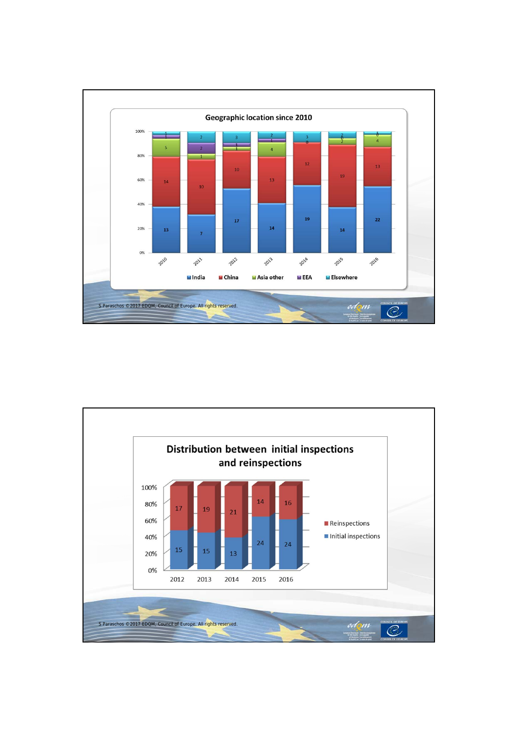## Geographic location since 2010

| Year | India | China | Asia other | EEA | Elsewhere |
| --- | --- | --- | --- | --- | --- |
| 2010 | 13 | 14 | 5 | 1 | 1 |
| 2011 | 7 | 10 | 1 | 2 | 2 |
| 2012 | 17 | 10 | 1 | 1 | 3 |
| 2013 | 14 | 13 | 4 | 1 | 2 |
| 2014 | 19 | 12 | 0 | | 3 |
| 2015 | 14 | 19 | 2 | 0 | 2 |
| 2016 | 22 | 13 | 4 | 0 | 1 |

S Paraschos ©2017 EDQM, Council of Europe. All rights reserved.

## Distribution between initial inspections and reinspections

| Year | Initial inspections | Reinspections |
| --- | --- | --- |
| 2012 | 15 | 17 |
| 2013 | 15 | 19 |
| 2014 | 13 | 21 |
| 2015 | 24 | 14 |
| 2016 | 24 | 16 |

S Paraschos ©2017 EDQM, Council of Europe. All rights reserved.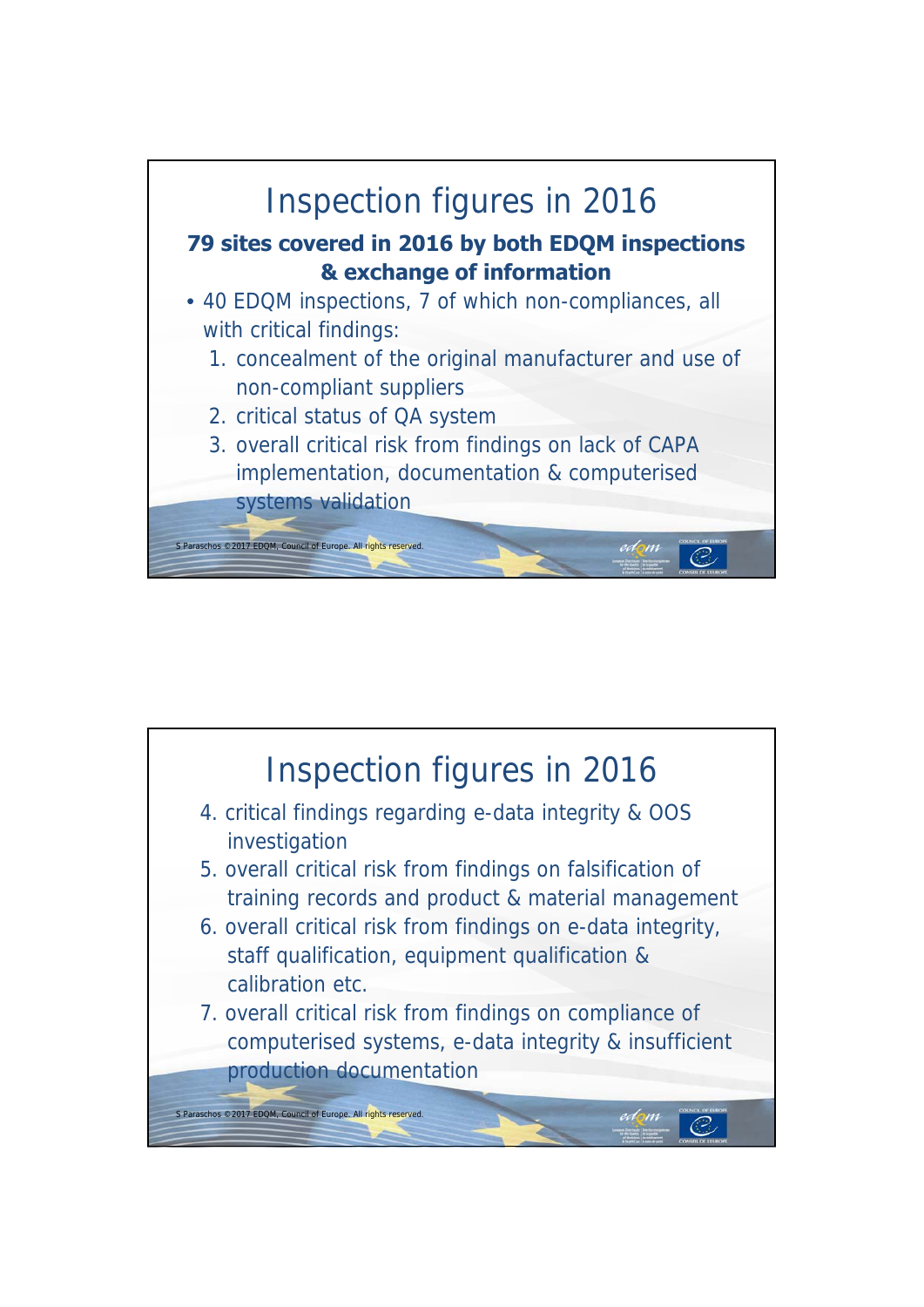# Inspection figures in 2016

**79 sites covered in 2016 by both EDQM inspections & exchange of information**

- 40 EDQM inspections, 7 of which non-compliances, all with critical findings:
  1. concealment of the original manufacturer and use of non-compliant suppliers
  2. critical status of QA system
  3. overall critical risk from findings on lack of CAPA implementation, documentation & computerised systems validation

# Inspection figures in 2016

4. critical findings regarding e-data integrity & OOS investigation
5. overall critical risk from findings on falsification of training records and product & material management
6. overall critical risk from findings on e-data integrity, staff qualification, equipment qualification & calibration etc.
7. overall critical risk from findings on compliance of computerised systems, e-data integrity & insufficient production documentation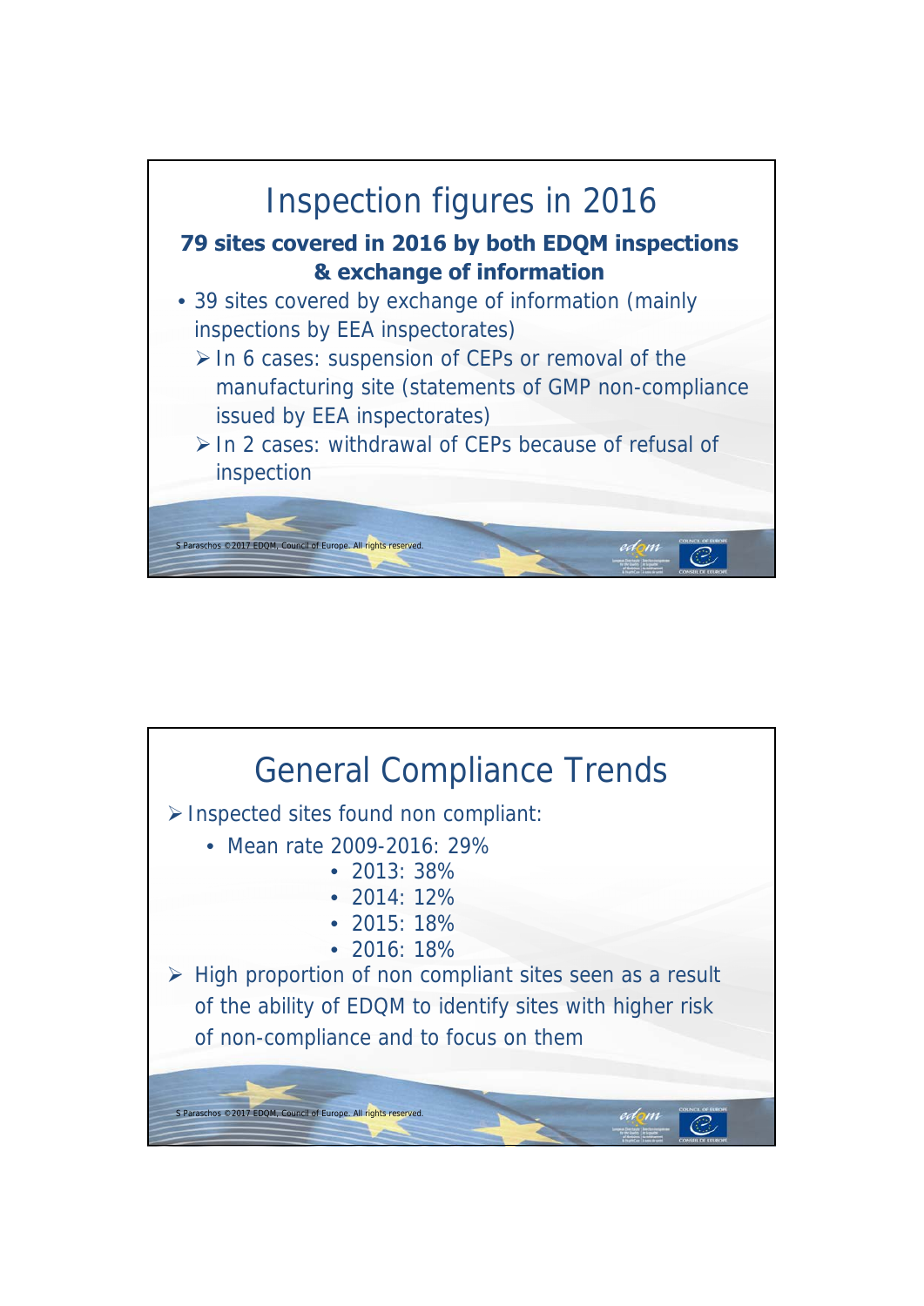# Inspection figures in 2016

**79 sites covered in 2016 by both EDQM inspections & exchange of information**

- 39 sites covered by exchange of information (mainly inspections by EEA inspectorates)
  - In 6 cases: suspension of CEPs or removal of the manufacturing site (statements of GMP non-compliance issued by EEA inspectorates)
  - In 2 cases: withdrawal of CEPs because of refusal of inspection

# General Compliance Trends

- Inspected sites found non compliant:
  - Mean rate 2009-2016: 29%
    - 2013: 38%
    - 2014: 12%
    - 2015: 18%
    - 2016: 18%
- High proportion of non compliant sites seen as a result of the ability of EDQM to identify sites with higher risk of non-compliance and to focus on them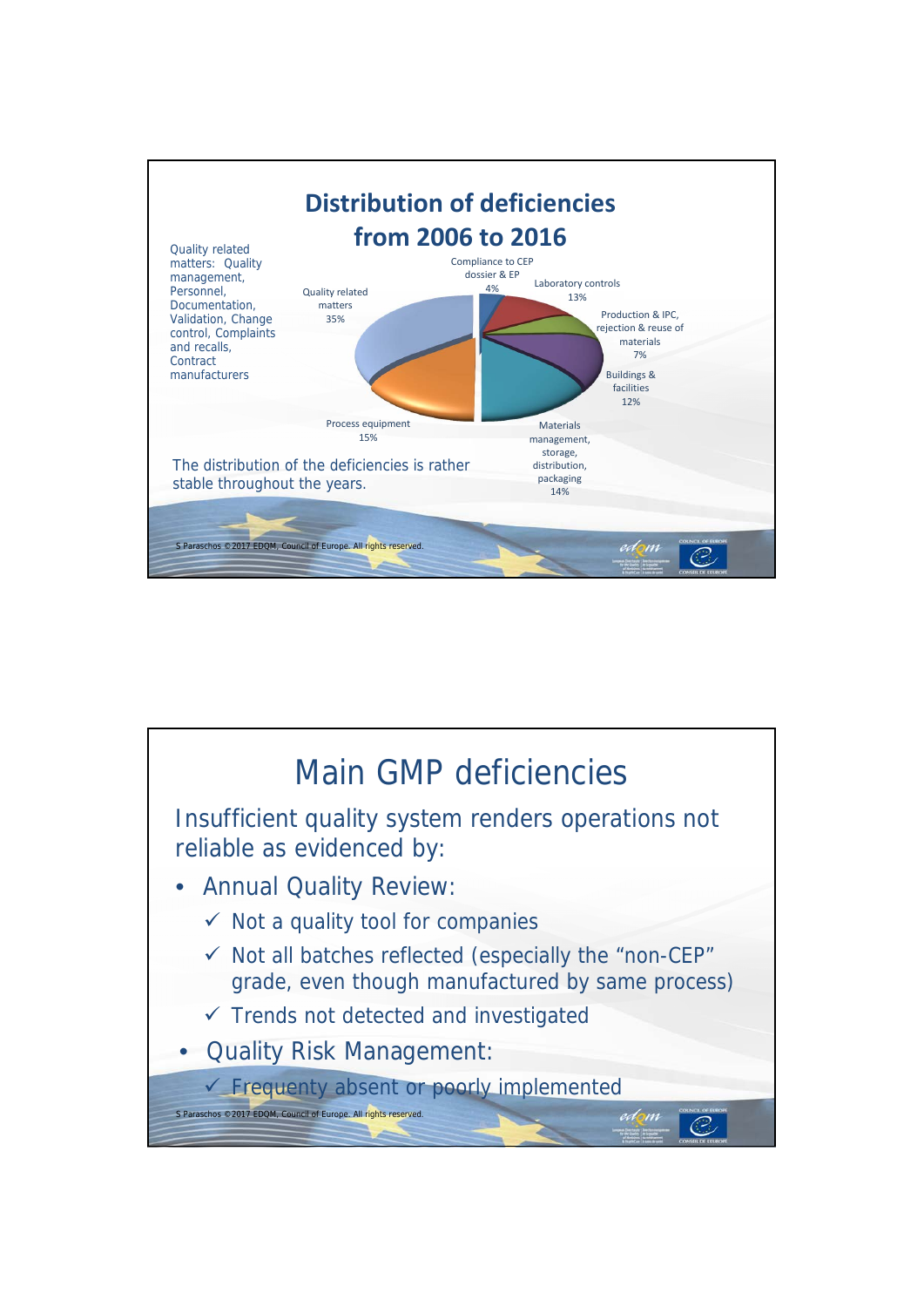## Distribution of deficiencies from 2006 to 2016

Quality related matters: Quality management, Personnel, Documentation, Validation, Change control, Complaints and recalls, Contract manufacturers

- Compliance to CEP dossier & EP: 4%
- Laboratory controls: 13%
- Production & IPC, rejection & reuse of materials: 7%
- Buildings & facilities: 12%
- Materials management, storage, distribution, packaging: 14%
- Process equipment: 15%
- Quality related matters: 35%

The distribution of the deficiencies is rather stable throughout the years.

S Paraschos ©2017 EDQM, Council of Europe. All rights reserved.

## Main GMP deficiencies

Insufficient quality system renders operations not reliable as evidenced by:

- Annual Quality Review:
  - ✓ Not a quality tool for companies
  - ✓ Not all batches reflected (especially the "non-CEP" grade, even though manufactured by same process)
  - ✓ Trends not detected and investigated
- Quality Risk Management:
  - ✓ Frequenty absent or poorly implemented

S Paraschos ©2017 EDQM, Council of Europe. All rights reserved.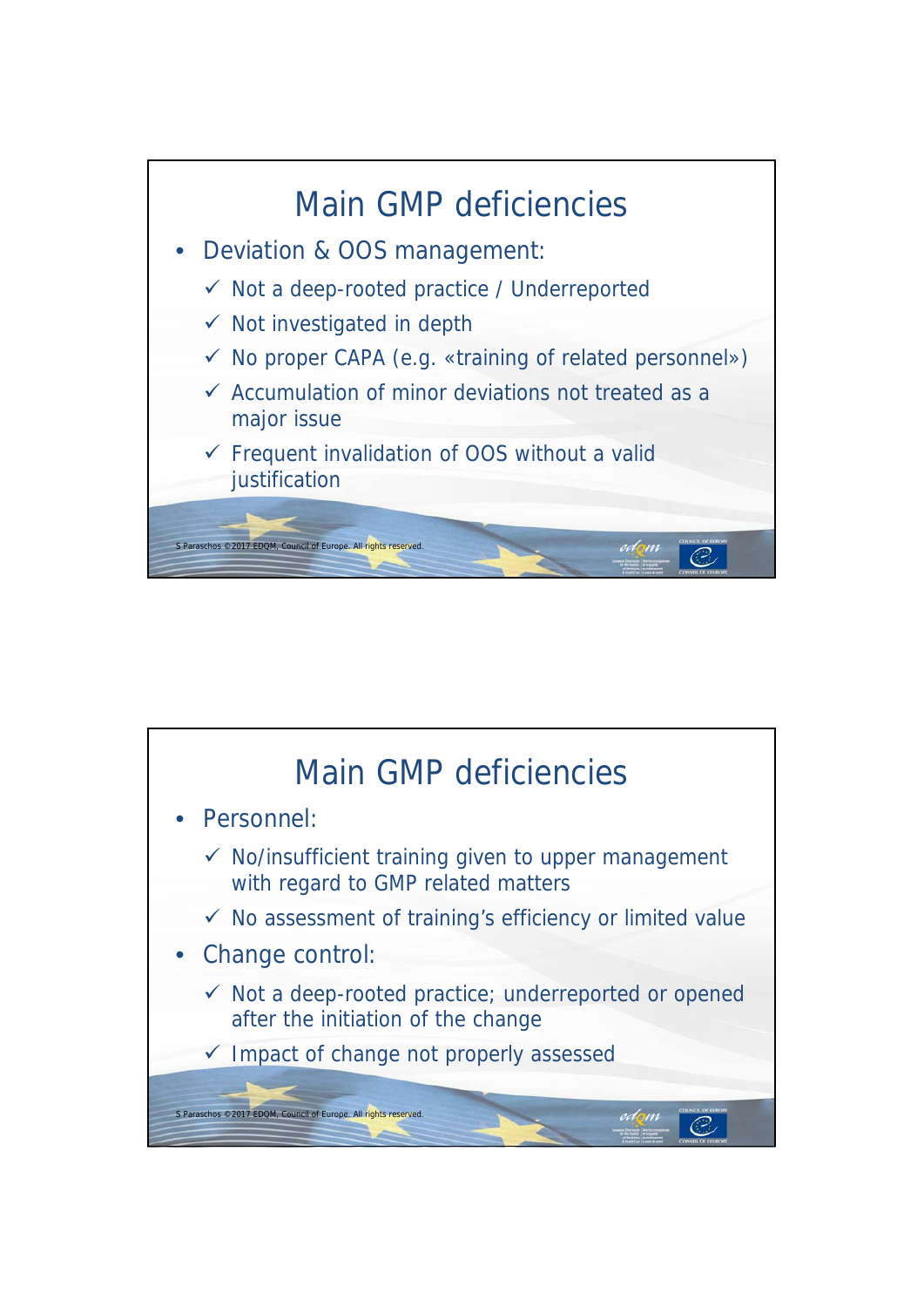## Main GMP deficiencies

- Deviation & OOS management:
  - ✓ Not a deep-rooted practice / Underreported
  - ✓ Not investigated in depth
  - ✓ No proper CAPA (e.g. «training of related personnel»)
  - ✓ Accumulation of minor deviations not treated as a major issue
  - ✓ Frequent invalidation of OOS without a valid justification

## Main GMP deficiencies

- Personnel:
  - ✓ No/insufficient training given to upper management with regard to GMP related matters
  - ✓ No assessment of training's efficiency or limited value
- Change control:
  - ✓ Not a deep-rooted practice; underreported or opened after the initiation of the change
  - ✓ Impact of change not properly assessed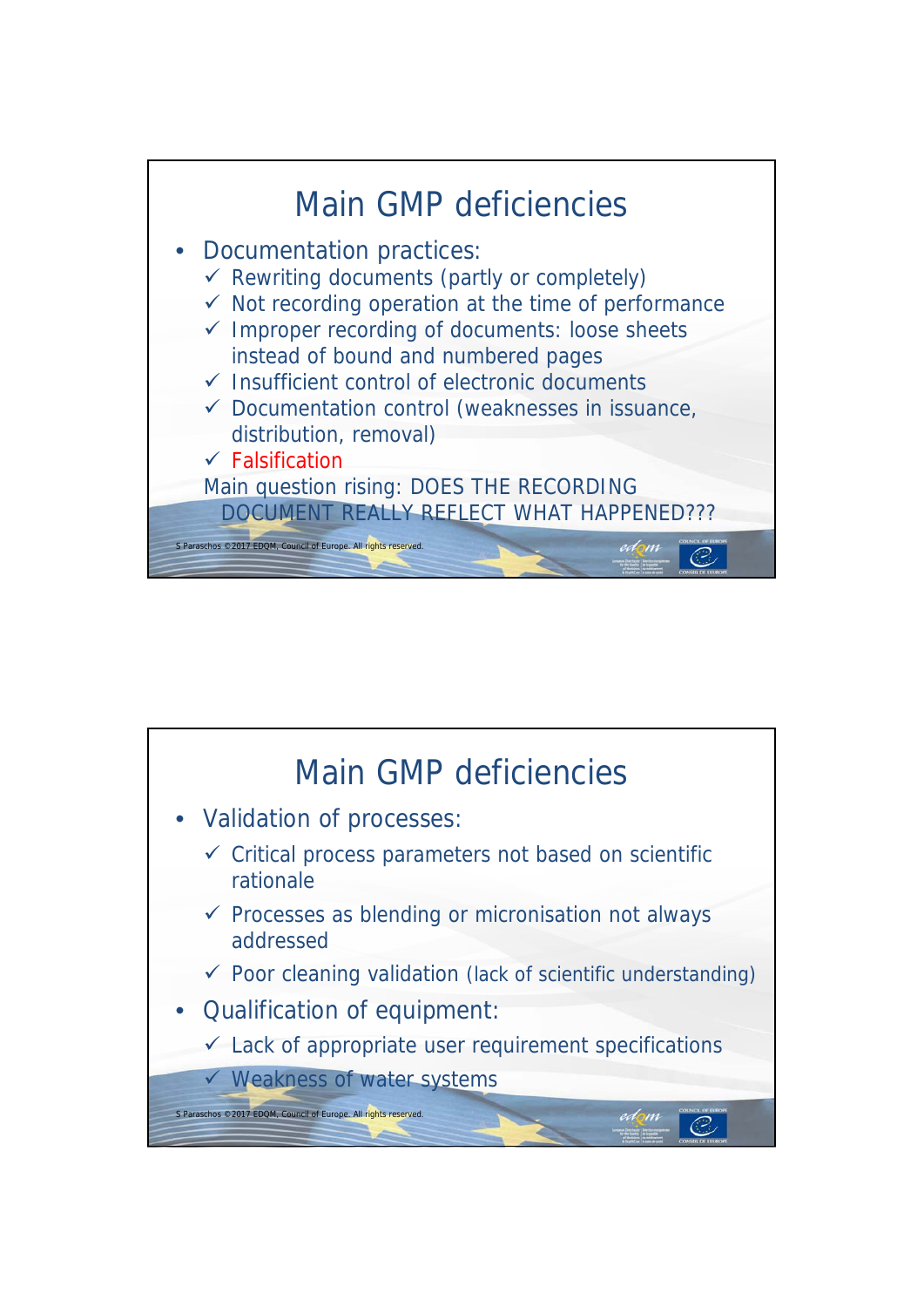## Main GMP deficiencies

- Documentation practices:
  - ✓ Rewriting documents (partly or completely)
  - ✓ Not recording operation at the time of performance
  - ✓ Improper recording of documents: loose sheets instead of bound and numbered pages
  - ✓ Insufficient control of electronic documents
  - ✓ Documentation control (weaknesses in issuance, distribution, removal)
  - ✓ Falsification

  Main question rising: DOES THE RECORDING DOCUMENT REALLY REFLECT WHAT HAPPENED???

S Paraschos ©2017 EDQM, Council of Europe. All rights reserved.

## Main GMP deficiencies

- Validation of processes:
  - ✓ Critical process parameters not based on scientific rationale
  - ✓ Processes as blending or micronisation not always addressed
  - ✓ Poor cleaning validation (lack of scientific understanding)
- Qualification of equipment:
  - ✓ Lack of appropriate user requirement specifications
  - ✓ Weakness of water systems

S Paraschos ©2017 EDQM, Council of Europe. All rights reserved.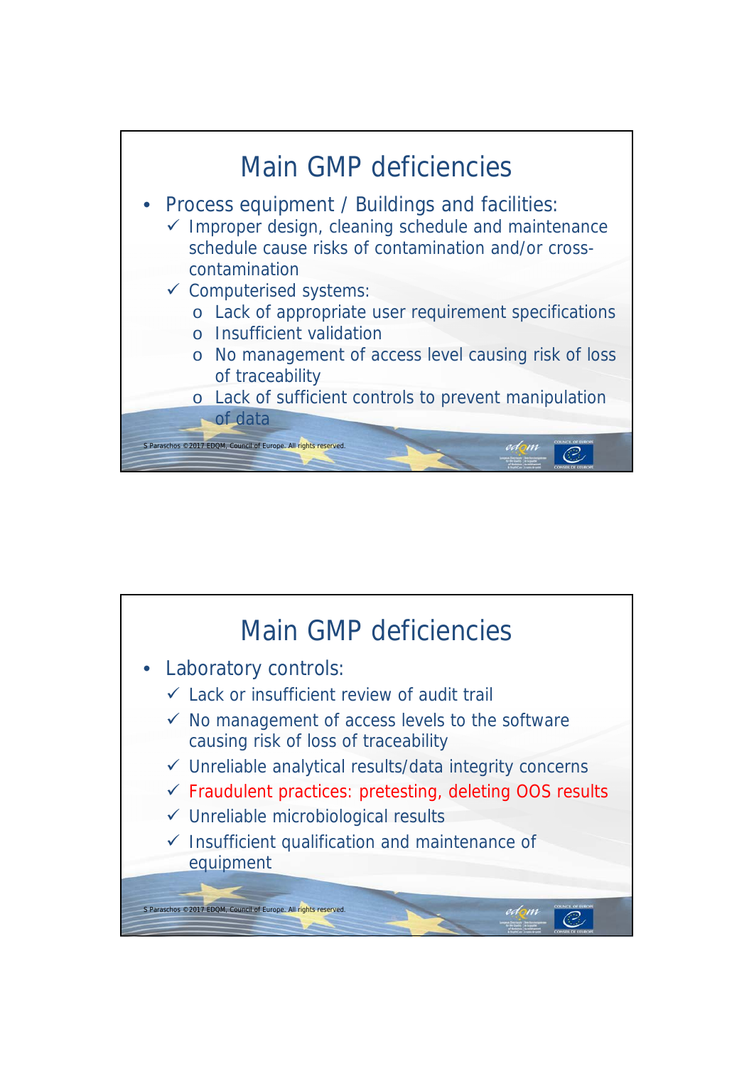# Main GMP deficiencies

- Process equipment / Buildings and facilities:
  - ✓ Improper design, cleaning schedule and maintenance schedule cause risks of contamination and/or cross-contamination
  - ✓ Computerised systems:
    - o Lack of appropriate user requirement specifications
    - o Insufficient validation
    - o No management of access level causing risk of loss of traceability
    - o Lack of sufficient controls to prevent manipulation of data

S Paraschos ©2017 EDQM, Council of Europe. All rights reserved.

# Main GMP deficiencies

- Laboratory controls:
  - ✓ Lack or insufficient review of audit trail
  - ✓ No management of access levels to the software causing risk of loss of traceability
  - ✓ Unreliable analytical results/data integrity concerns
  - ✓ Fraudulent practices: pretesting, deleting OOS results
  - ✓ Unreliable microbiological results
  - ✓ Insufficient qualification and maintenance of equipment

S Paraschos ©2017 EDQM, Council of Europe. All rights reserved.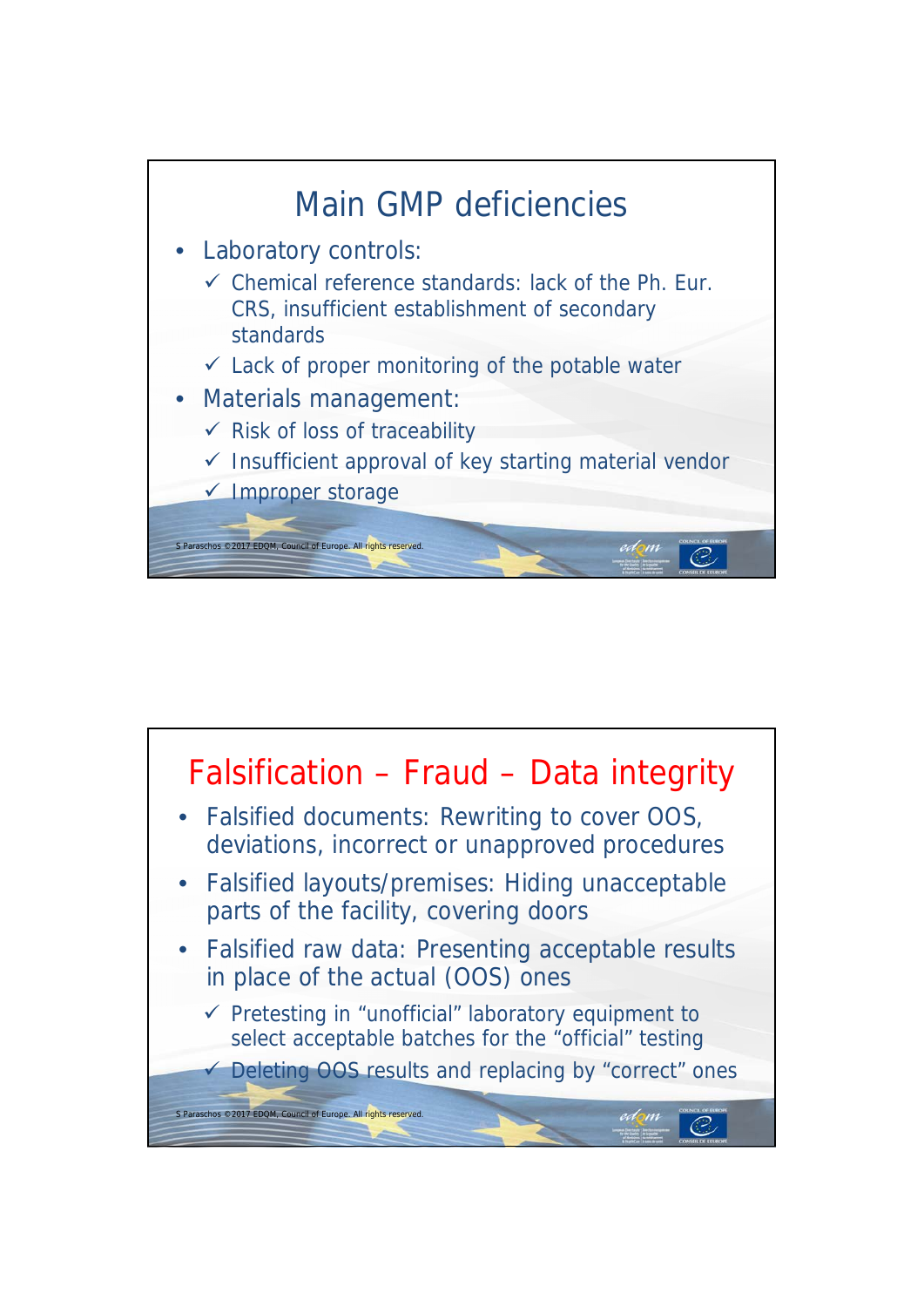## Main GMP deficiencies

- Laboratory controls:
  - ✓ Chemical reference standards: lack of the Ph. Eur. CRS, insufficient establishment of secondary standards
  - ✓ Lack of proper monitoring of the potable water
- Materials management:
  - ✓ Risk of loss of traceability
  - ✓ Insufficient approval of key starting material vendor
  - ✓ Improper storage

S Paraschos ©2017 EDQM, Council of Europe. All rights reserved.

## Falsification – Fraud – Data integrity

- Falsified documents: Rewriting to cover OOS, deviations, incorrect or unapproved procedures
- Falsified layouts/premises: Hiding unacceptable parts of the facility, covering doors
- Falsified raw data: Presenting acceptable results in place of the actual (OOS) ones
  - ✓ Pretesting in "unofficial" laboratory equipment to select acceptable batches for the "official" testing
  - ✓ Deleting OOS results and replacing by "correct" ones

S Paraschos ©2017 EDQM, Council of Europe. All rights reserved.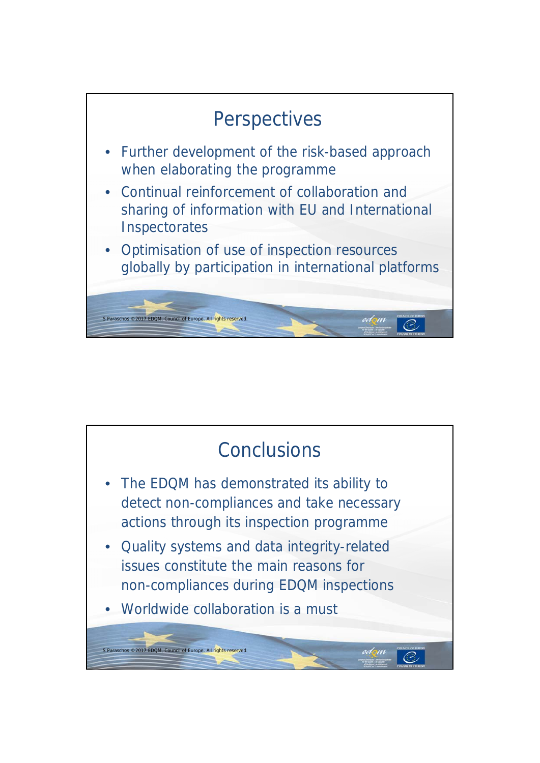## Perspectives

- Further development of the risk-based approach when elaborating the programme
- Continual reinforcement of collaboration and sharing of information with EU and International Inspectorates
- Optimisation of use of inspection resources globally by participation in international platforms

S Paraschos ©2017 EDQM, Council of Europe. All rights reserved.

## Conclusions

- The EDQM has demonstrated its ability to detect non-compliances and take necessary actions through its inspection programme
- Quality systems and data integrity-related issues constitute the main reasons for non-compliances during EDQM inspections
- Worldwide collaboration is a must

S Paraschos ©2017 EDQM, Council of Europe. All rights reserved.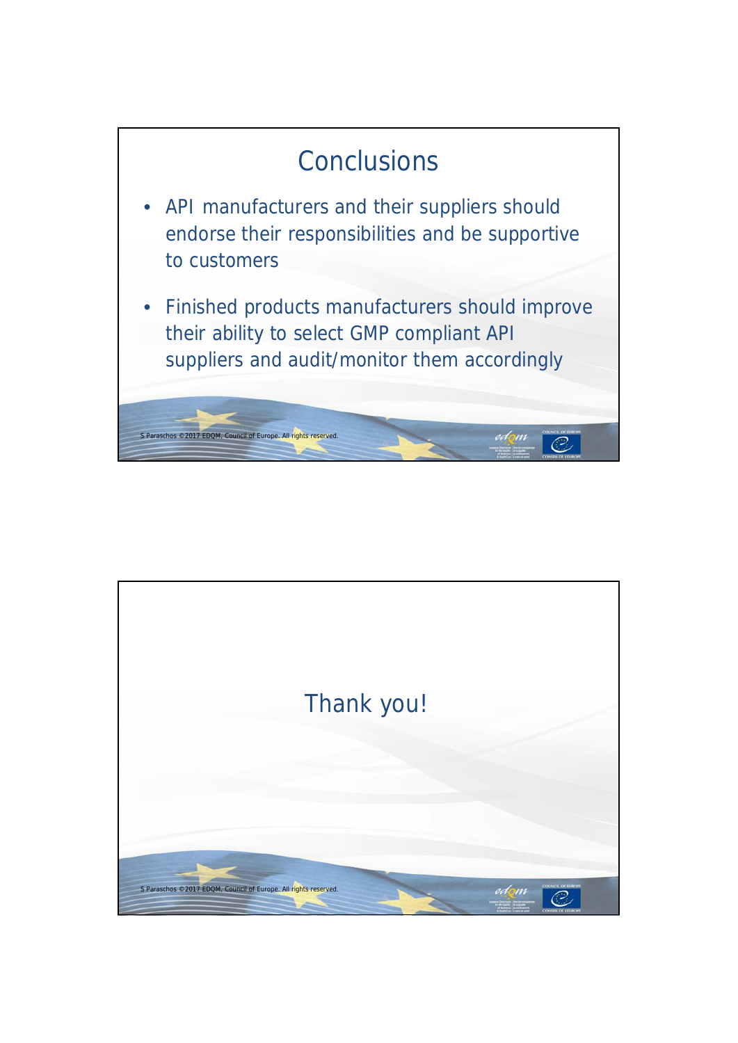# Conclusions

- API manufacturers and their suppliers should endorse their responsibilities and be supportive to customers
- Finished products manufacturers should improve their ability to select GMP compliant API suppliers and audit/monitor them accordingly

# Thank you!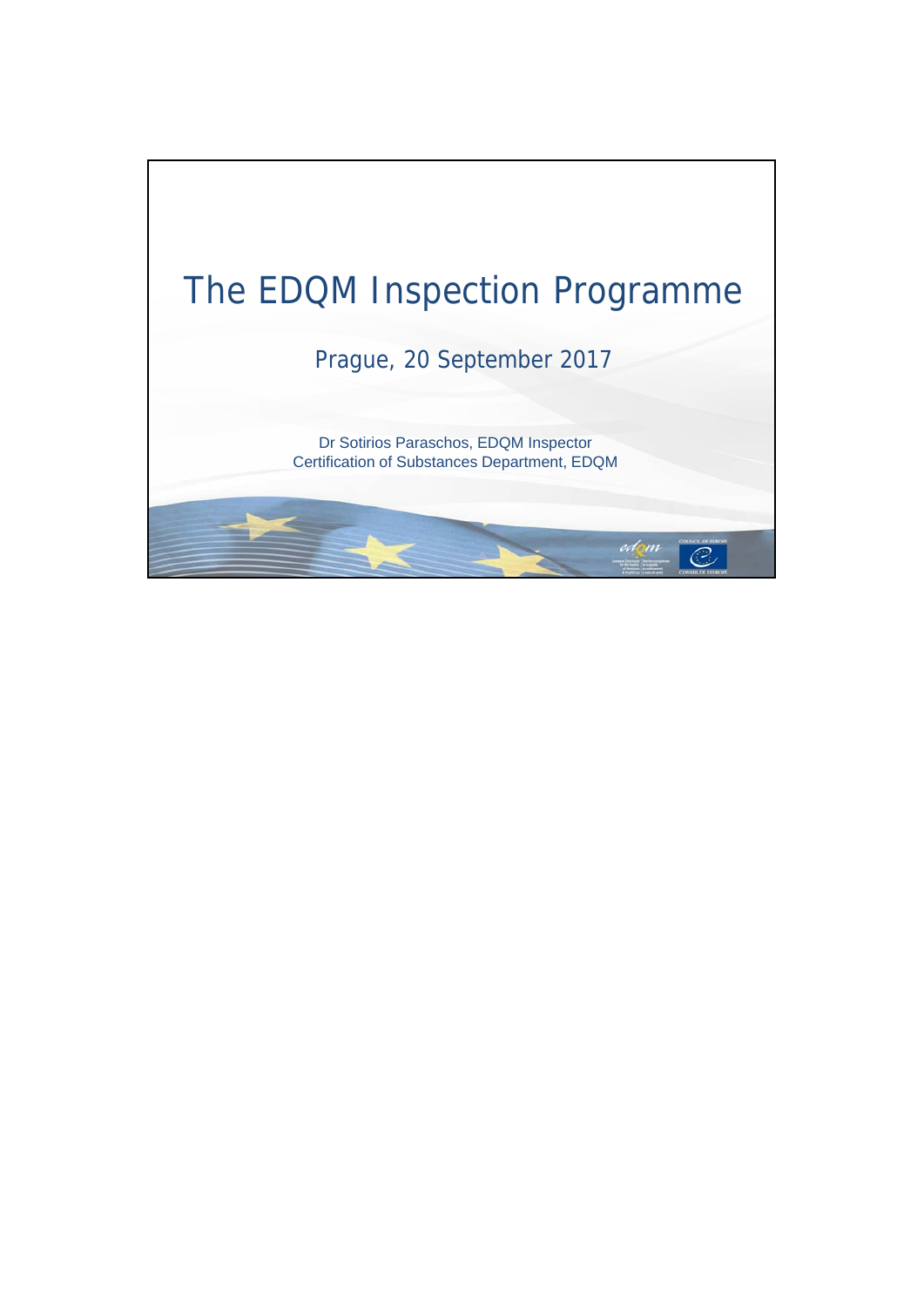# The EDQM Inspection Programme

Prague, 20 September 2017

Dr Sotirios Paraschos, EDQM Inspector
Certification of Substances Department, EDQM